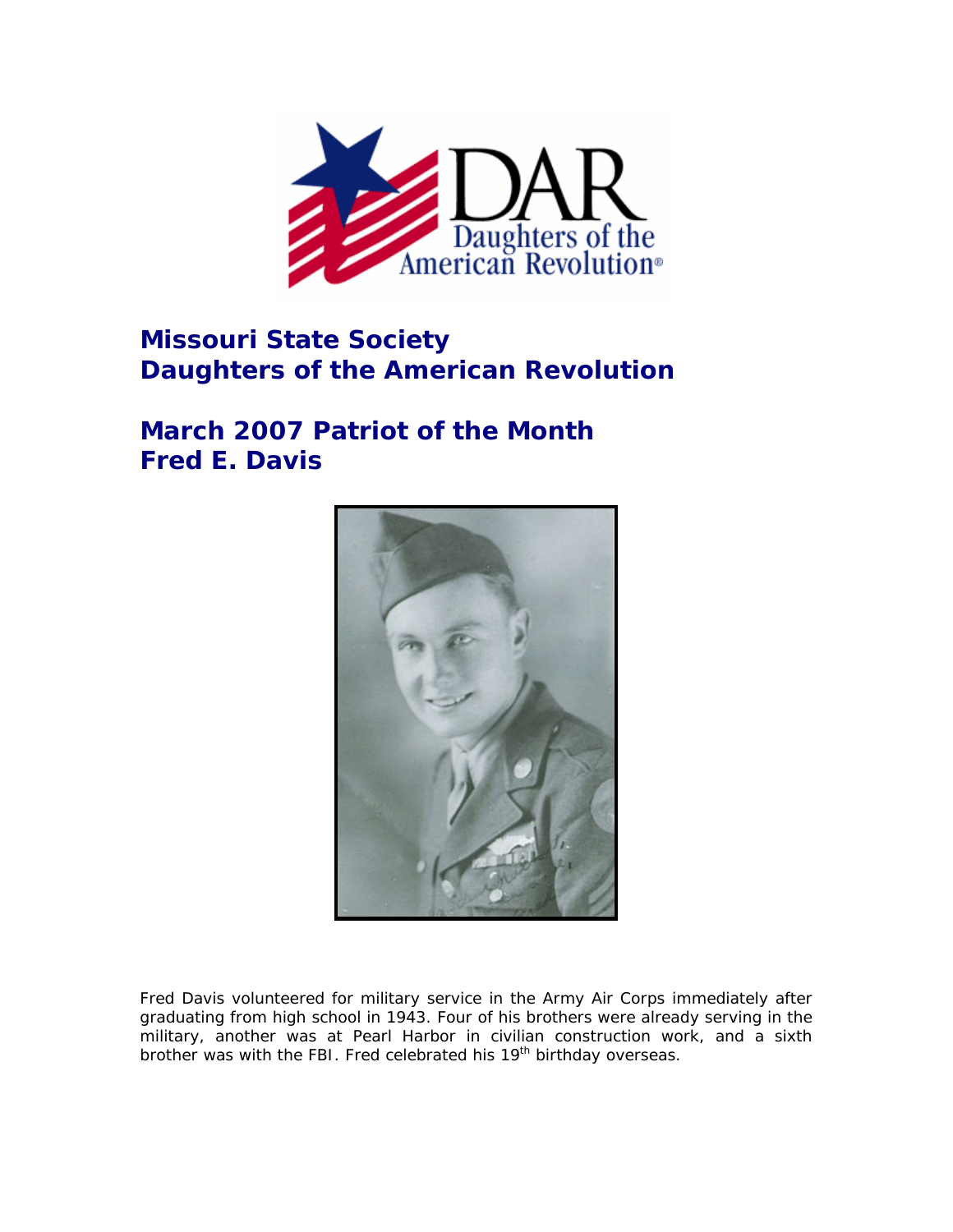## Missouri State Society
## Daughters of the American Revolution

## March 2007 Patriot of the Month
## Fred E. Davis

Fred Davis volunteered for military service in the Army Air Corps immediately after graduating from high school in 1943. Four of his brothers were already serving in the military, another was at Pearl Harbor in civilian construction work, and a sixth brother was with the FBI. Fred celebrated his 19th birthday overseas.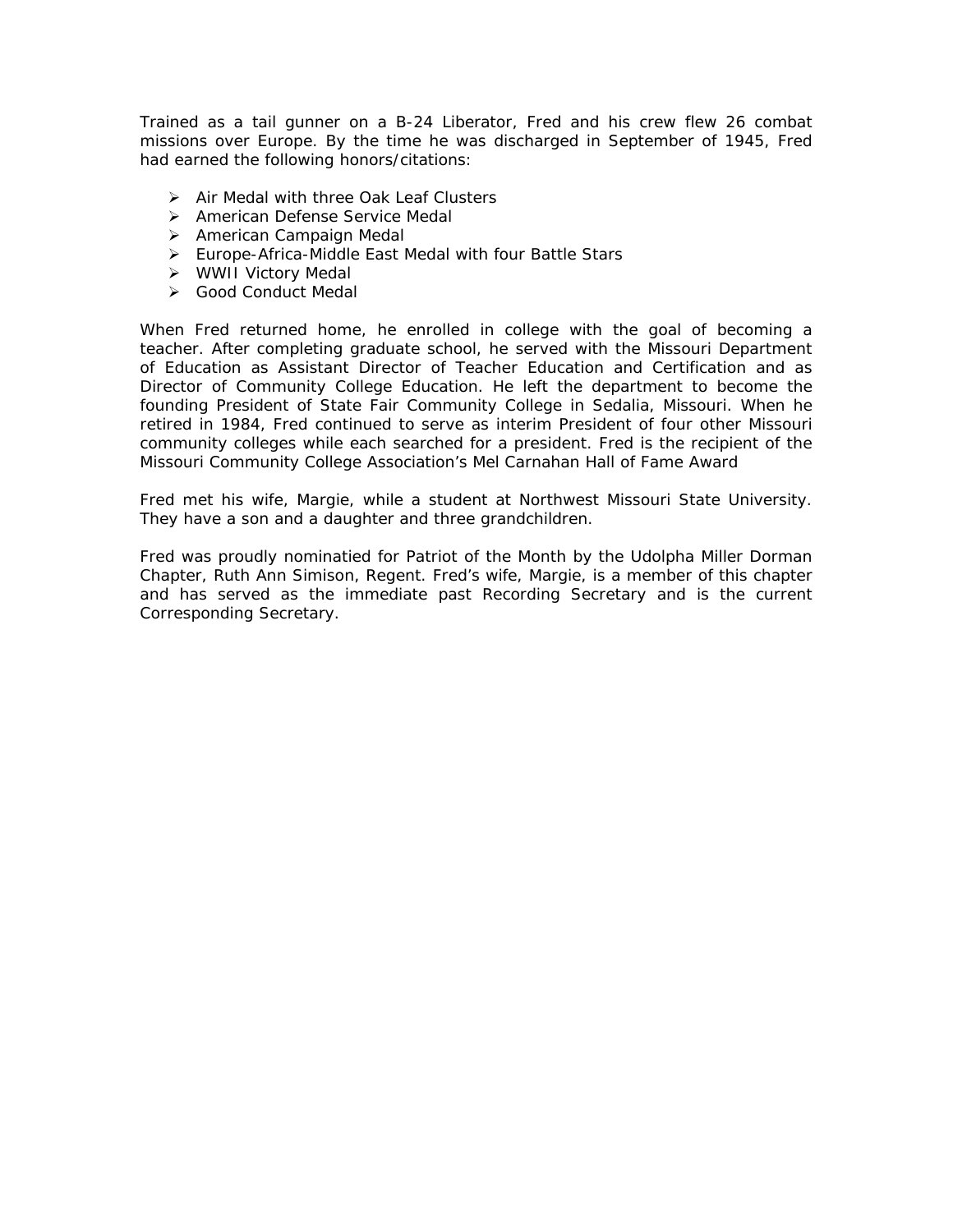Trained as a tail gunner on a B-24 Liberator, Fred and his crew flew 26 combat missions over Europe. By the time he was discharged in September of 1945, Fred had earned the following honors/citations:

- Air Medal with three Oak Leaf Clusters
- American Defense Service Medal
- American Campaign Medal
- Europe-Africa-Middle East Medal with four Battle Stars
- WWII Victory Medal
- Good Conduct Medal

When Fred returned home, he enrolled in college with the goal of becoming a teacher. After completing graduate school, he served with the Missouri Department of Education as Assistant Director of Teacher Education and Certification and as Director of Community College Education. He left the department to become the founding President of State Fair Community College in Sedalia, Missouri. When he retired in 1984, Fred continued to serve as interim President of four other Missouri community colleges while each searched for a president. Fred is the recipient of the Missouri Community College Association's Mel Carnahan Hall of Fame Award

Fred met his wife, Margie, while a student at Northwest Missouri State University. They have a son and a daughter and three grandchildren.

Fred was proudly nominatied for Patriot of the Month by the Udolpha Miller Dorman Chapter, Ruth Ann Simison, Regent. Fred's wife, Margie, is a member of this chapter and has served as the immediate past Recording Secretary and is the current Corresponding Secretary.